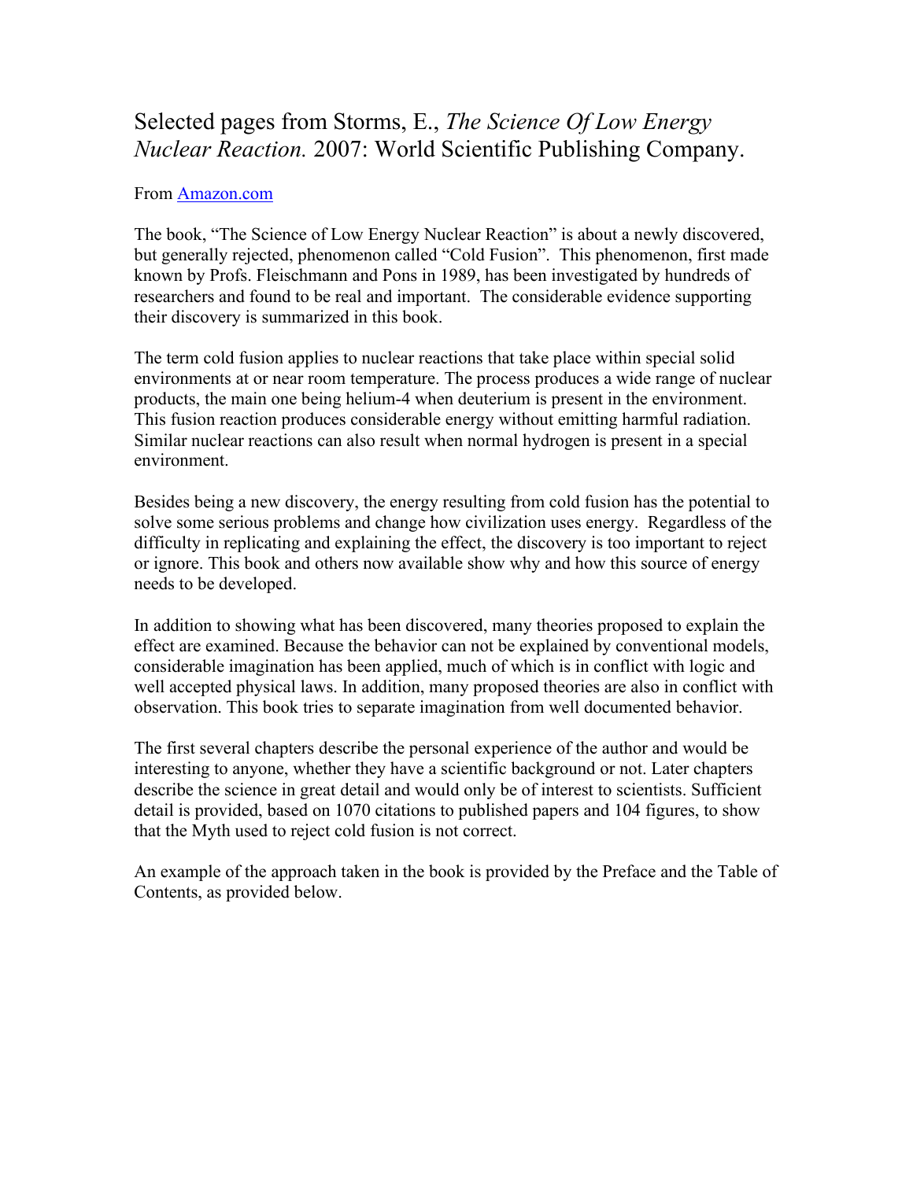# Selected pages from Storms, E., *The Science Of Low Energy Nuclear Reaction.* 2007: World Scientific Publishing Company.

From Amazon.com

The book, "The Science of Low Energy Nuclear Reaction" is about a newly discovered, but generally rejected, phenomenon called "Cold Fusion". This phenomenon, first made known by Profs. Fleischmann and Pons in 1989, has been investigated by hundreds of researchers and found to be real and important. The considerable evidence supporting their discovery is summarized in this book.

The term cold fusion applies to nuclear reactions that take place within special solid environments at or near room temperature. The process produces a wide range of nuclear products, the main one being helium-4 when deuterium is present in the environment. This fusion reaction produces considerable energy without emitting harmful radiation. Similar nuclear reactions can also result when normal hydrogen is present in a special environment.

Besides being a new discovery, the energy resulting from cold fusion has the potential to solve some serious problems and change how civilization uses energy. Regardless of the difficulty in replicating and explaining the effect, the discovery is too important to reject or ignore. This book and others now available show why and how this source of energy needs to be developed.

In addition to showing what has been discovered, many theories proposed to explain the effect are examined. Because the behavior can not be explained by conventional models, considerable imagination has been applied, much of which is in conflict with logic and well accepted physical laws. In addition, many proposed theories are also in conflict with observation. This book tries to separate imagination from well documented behavior.

The first several chapters describe the personal experience of the author and would be interesting to anyone, whether they have a scientific background or not. Later chapters describe the science in great detail and would only be of interest to scientists. Sufficient detail is provided, based on 1070 citations to published papers and 104 figures, to show that the Myth used to reject cold fusion is not correct.

An example of the approach taken in the book is provided by the Preface and the Table of Contents, as provided below.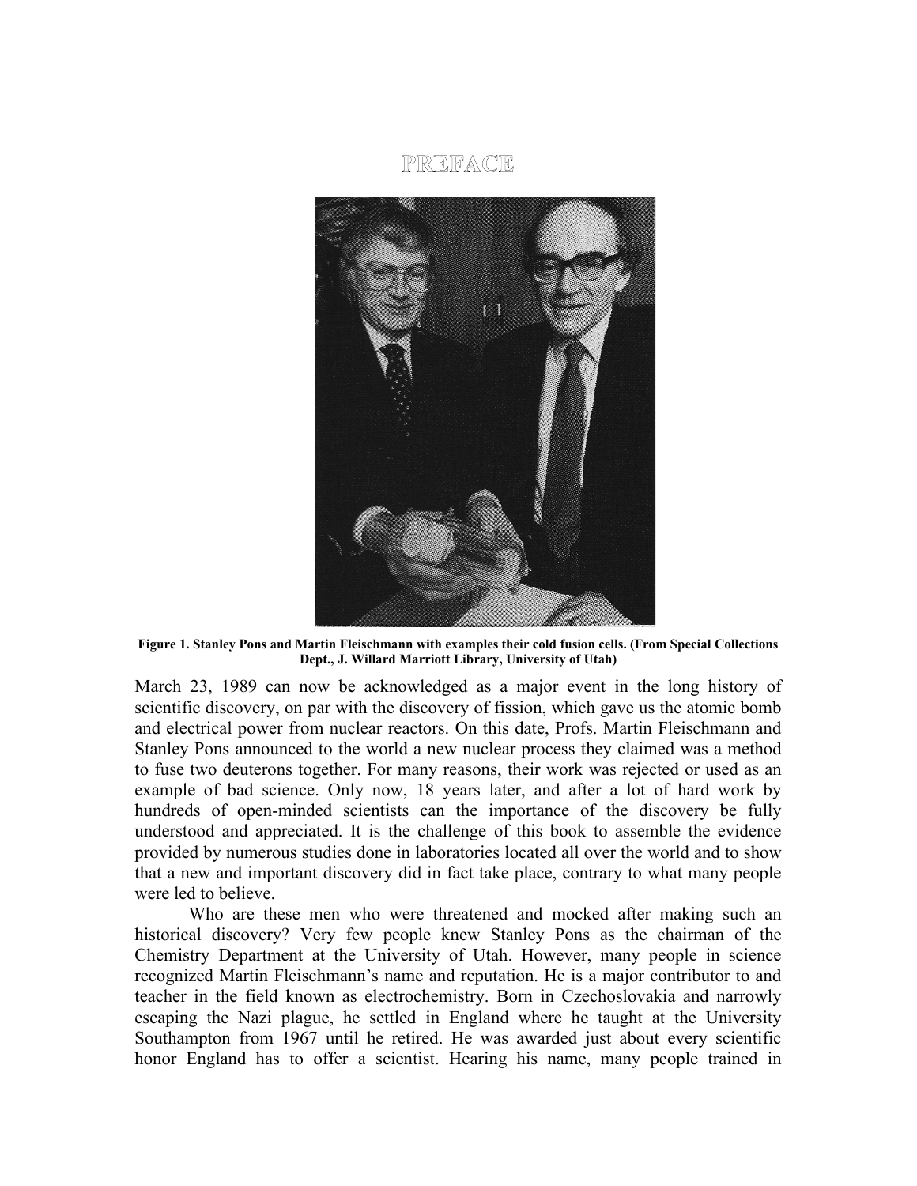# PREFACE

Figure 1. Stanley Pons and Martin Fleischmann with examples their cold fusion cells. (From Special Collections Dept., J. Willard Marriott Library, University of Utah)

March 23, 1989 can now be acknowledged as a major event in the long history of scientific discovery, on par with the discovery of fission, which gave us the atomic bomb and electrical power from nuclear reactors. On this date, Profs. Martin Fleischmann and Stanley Pons announced to the world a new nuclear process they claimed was a method to fuse two deuterons together. For many reasons, their work was rejected or used as an example of bad science. Only now, 18 years later, and after a lot of hard work by hundreds of open-minded scientists can the importance of the discovery be fully understood and appreciated. It is the challenge of this book to assemble the evidence provided by numerous studies done in laboratories located all over the world and to show that a new and important discovery did in fact take place, contrary to what many people were led to believe.

Who are these men who were threatened and mocked after making such an historical discovery? Very few people knew Stanley Pons as the chairman of the Chemistry Department at the University of Utah. However, many people in science recognized Martin Fleischmann's name and reputation. He is a major contributor to and teacher in the field known as electrochemistry. Born in Czechoslovakia and narrowly escaping the Nazi plague, he settled in England where he taught at the University Southampton from 1967 until he retired. He was awarded just about every scientific honor England has to offer a scientist. Hearing his name, many people trained in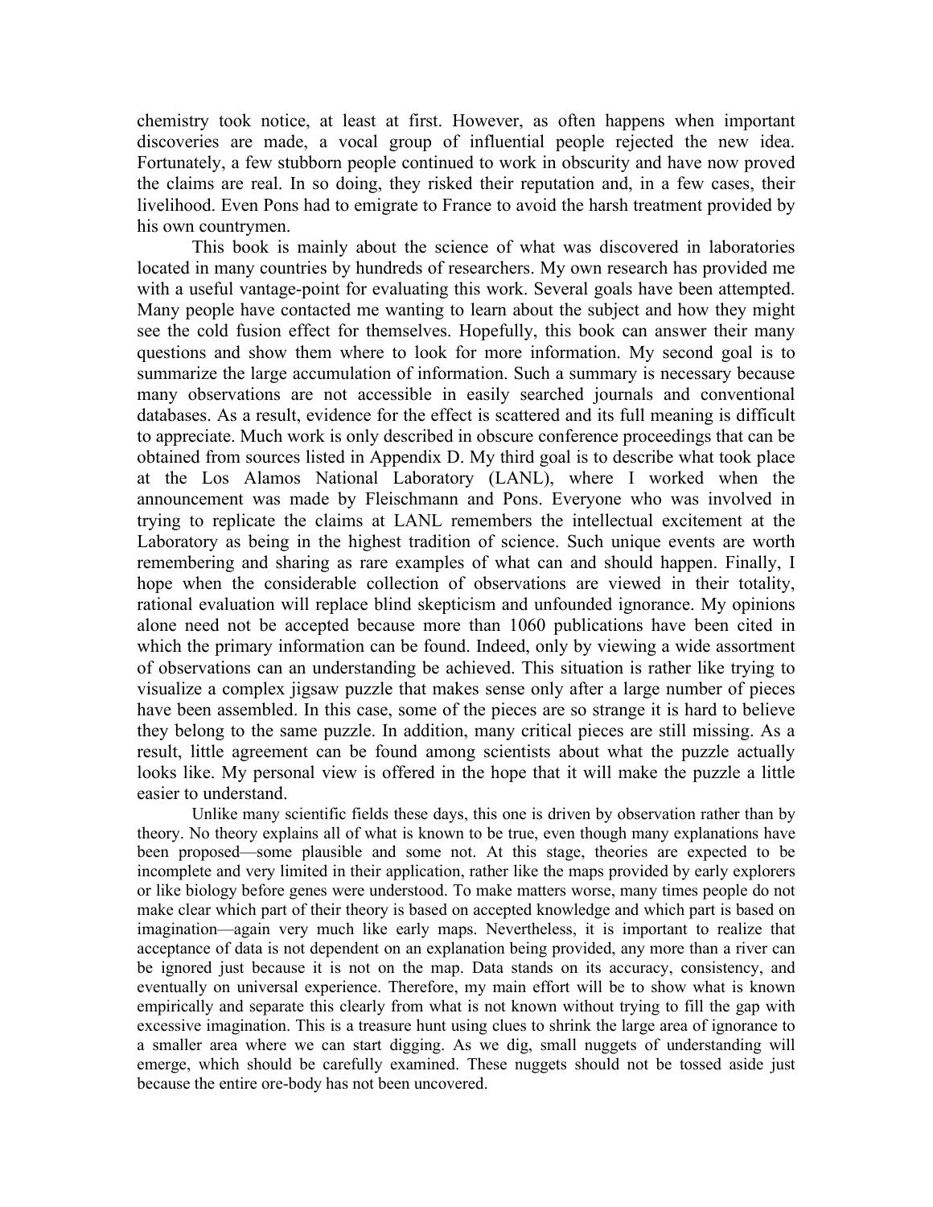chemistry took notice, at least at first. However, as often happens when important discoveries are made, a vocal group of influential people rejected the new idea. Fortunately, a few stubborn people continued to work in obscurity and have now proved the claims are real. In so doing, they risked their reputation and, in a few cases, their livelihood. Even Pons had to emigrate to France to avoid the harsh treatment provided by his own countrymen.

This book is mainly about the science of what was discovered in laboratories located in many countries by hundreds of researchers. My own research has provided me with a useful vantage-point for evaluating this work. Several goals have been attempted. Many people have contacted me wanting to learn about the subject and how they might see the cold fusion effect for themselves. Hopefully, this book can answer their many questions and show them where to look for more information. My second goal is to summarize the large accumulation of information. Such a summary is necessary because many observations are not accessible in easily searched journals and conventional databases. As a result, evidence for the effect is scattered and its full meaning is difficult to appreciate. Much work is only described in obscure conference proceedings that can be obtained from sources listed in Appendix D. My third goal is to describe what took place at the Los Alamos National Laboratory (LANL), where I worked when the announcement was made by Fleischmann and Pons. Everyone who was involved in trying to replicate the claims at LANL remembers the intellectual excitement at the Laboratory as being in the highest tradition of science. Such unique events are worth remembering and sharing as rare examples of what can and should happen. Finally, I hope when the considerable collection of observations are viewed in their totality, rational evaluation will replace blind skepticism and unfounded ignorance. My opinions alone need not be accepted because more than 1060 publications have been cited in which the primary information can be found. Indeed, only by viewing a wide assortment of observations can an understanding be achieved. This situation is rather like trying to visualize a complex jigsaw puzzle that makes sense only after a large number of pieces have been assembled. In this case, some of the pieces are so strange it is hard to believe they belong to the same puzzle. In addition, many critical pieces are still missing. As a result, little agreement can be found among scientists about what the puzzle actually looks like. My personal view is offered in the hope that it will make the puzzle a little easier to understand.

Unlike many scientific fields these days, this one is driven by observation rather than by theory. No theory explains all of what is known to be true, even though many explanations have been proposed—some plausible and some not. At this stage, theories are expected to be incomplete and very limited in their application, rather like the maps provided by early explorers or like biology before genes were understood. To make matters worse, many times people do not make clear which part of their theory is based on accepted knowledge and which part is based on imagination—again very much like early maps. Nevertheless, it is important to realize that acceptance of data is not dependent on an explanation being provided, any more than a river can be ignored just because it is not on the map. Data stands on its accuracy, consistency, and eventually on universal experience. Therefore, my main effort will be to show what is known empirically and separate this clearly from what is not known without trying to fill the gap with excessive imagination. This is a treasure hunt using clues to shrink the large area of ignorance to a smaller area where we can start digging. As we dig, small nuggets of understanding will emerge, which should be carefully examined. These nuggets should not be tossed aside just because the entire ore-body has not been uncovered.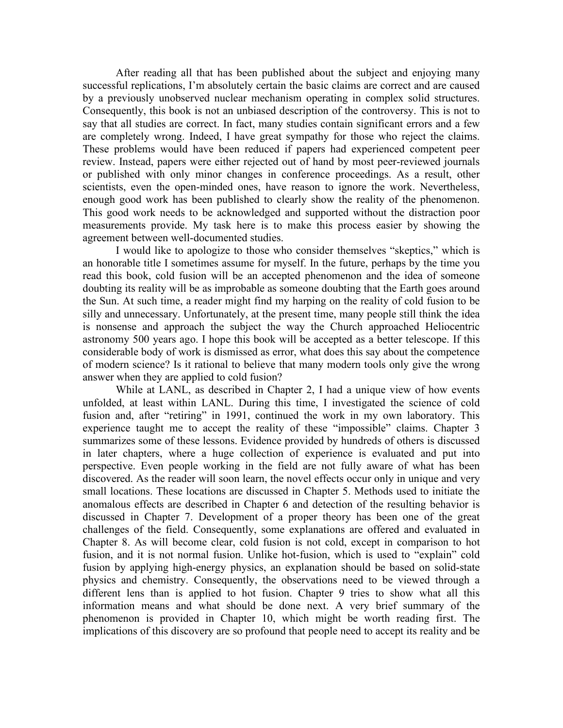After reading all that has been published about the subject and enjoying many successful replications, I'm absolutely certain the basic claims are correct and are caused by a previously unobserved nuclear mechanism operating in complex solid structures. Consequently, this book is not an unbiased description of the controversy. This is not to say that all studies are correct. In fact, many studies contain significant errors and a few are completely wrong. Indeed, I have great sympathy for those who reject the claims. These problems would have been reduced if papers had experienced competent peer review. Instead, papers were either rejected out of hand by most peer-reviewed journals or published with only minor changes in conference proceedings. As a result, other scientists, even the open-minded ones, have reason to ignore the work. Nevertheless, enough good work has been published to clearly show the reality of the phenomenon. This good work needs to be acknowledged and supported without the distraction poor measurements provide. My task here is to make this process easier by showing the agreement between well-documented studies.

I would like to apologize to those who consider themselves "skeptics," which is an honorable title I sometimes assume for myself. In the future, perhaps by the time you read this book, cold fusion will be an accepted phenomenon and the idea of someone doubting its reality will be as improbable as someone doubting that the Earth goes around the Sun. At such time, a reader might find my harping on the reality of cold fusion to be silly and unnecessary. Unfortunately, at the present time, many people still think the idea is nonsense and approach the subject the way the Church approached Heliocentric astronomy 500 years ago. I hope this book will be accepted as a better telescope. If this considerable body of work is dismissed as error, what does this say about the competence of modern science? Is it rational to believe that many modern tools only give the wrong answer when they are applied to cold fusion?

While at LANL, as described in Chapter 2, I had a unique view of how events unfolded, at least within LANL. During this time, I investigated the science of cold fusion and, after "retiring" in 1991, continued the work in my own laboratory. This experience taught me to accept the reality of these "impossible" claims. Chapter 3 summarizes some of these lessons. Evidence provided by hundreds of others is discussed in later chapters, where a huge collection of experience is evaluated and put into perspective. Even people working in the field are not fully aware of what has been discovered. As the reader will soon learn, the novel effects occur only in unique and very small locations. These locations are discussed in Chapter 5. Methods used to initiate the anomalous effects are described in Chapter 6 and detection of the resulting behavior is discussed in Chapter 7. Development of a proper theory has been one of the great challenges of the field. Consequently, some explanations are offered and evaluated in Chapter 8. As will become clear, cold fusion is not cold, except in comparison to hot fusion, and it is not normal fusion. Unlike hot-fusion, which is used to "explain" cold fusion by applying high-energy physics, an explanation should be based on solid-state physics and chemistry. Consequently, the observations need to be viewed through a different lens than is applied to hot fusion. Chapter 9 tries to show what all this information means and what should be done next. A very brief summary of the phenomenon is provided in Chapter 10, which might be worth reading first. The implications of this discovery are so profound that people need to accept its reality and be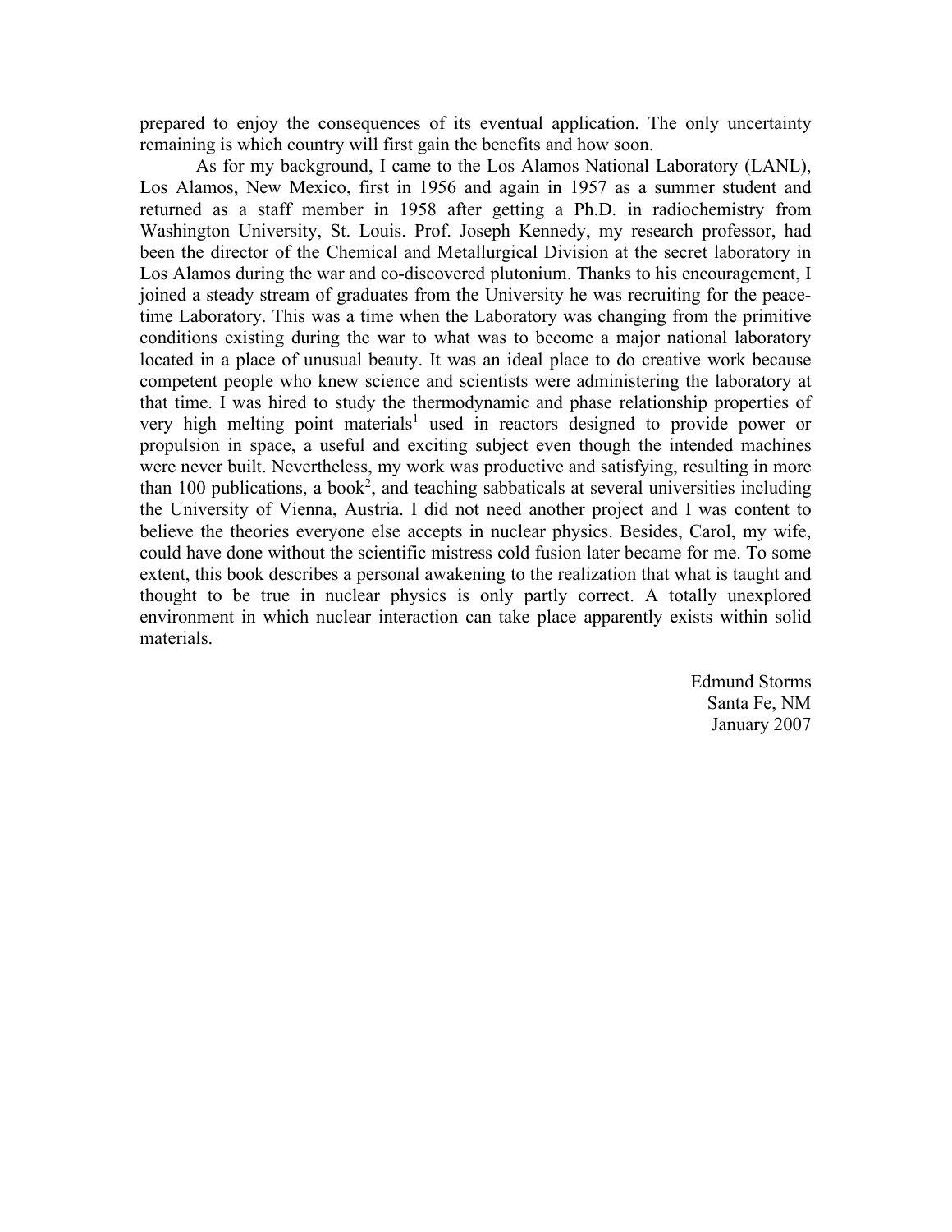prepared to enjoy the consequences of its eventual application. The only uncertainty remaining is which country will first gain the benefits and how soon.

As for my background, I came to the Los Alamos National Laboratory (LANL), Los Alamos, New Mexico, first in 1956 and again in 1957 as a summer student and returned as a staff member in 1958 after getting a Ph.D. in radiochemistry from Washington University, St. Louis. Prof. Joseph Kennedy, my research professor, had been the director of the Chemical and Metallurgical Division at the secret laboratory in Los Alamos during the war and co-discovered plutonium. Thanks to his encouragement, I joined a steady stream of graduates from the University he was recruiting for the peace-time Laboratory. This was a time when the Laboratory was changing from the primitive conditions existing during the war to what was to become a major national laboratory located in a place of unusual beauty. It was an ideal place to do creative work because competent people who knew science and scientists were administering the laboratory at that time. I was hired to study the thermodynamic and phase relationship properties of very high melting point materials[1] used in reactors designed to provide power or propulsion in space, a useful and exciting subject even though the intended machines were never built. Nevertheless, my work was productive and satisfying, resulting in more than 100 publications, a book[2], and teaching sabbaticals at several universities including the University of Vienna, Austria. I did not need another project and I was content to believe the theories everyone else accepts in nuclear physics. Besides, Carol, my wife, could have done without the scientific mistress cold fusion later became for me. To some extent, this book describes a personal awakening to the realization that what is taught and thought to be true in nuclear physics is only partly correct. A totally unexplored environment in which nuclear interaction can take place apparently exists within solid materials.

Edmund Storms
Santa Fe, NM
January 2007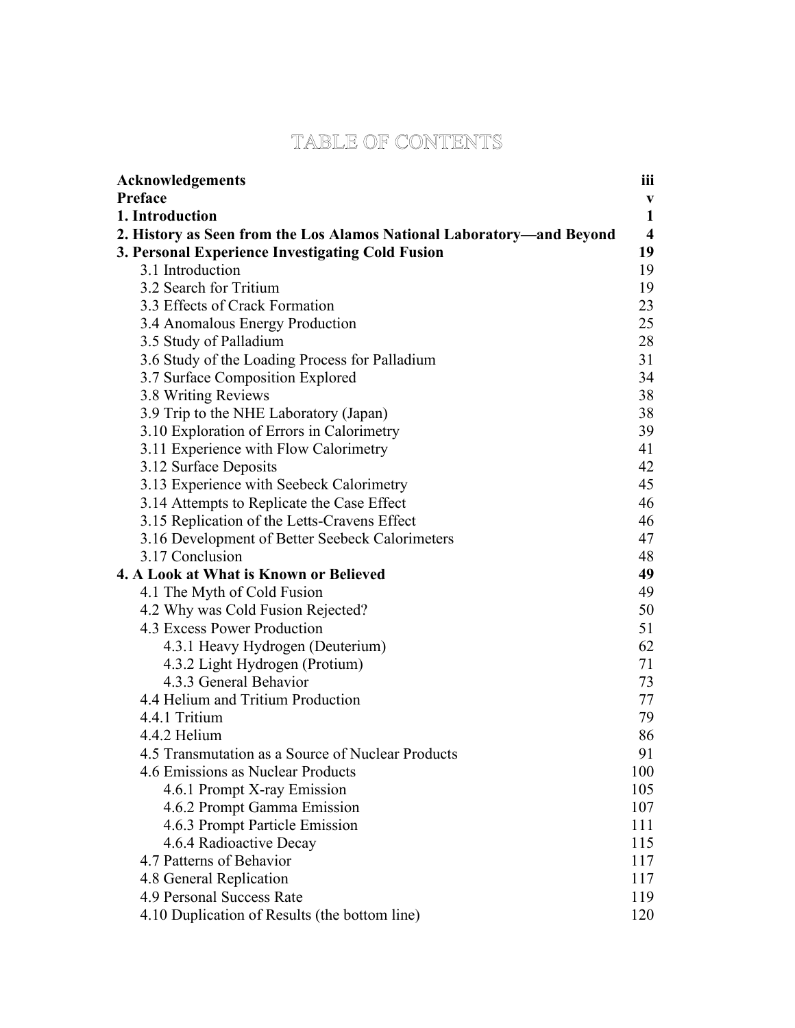# TABLE OF CONTENTS

| | |
|---|---|
| **Acknowledgements** | **iii** |
| **Preface** | **v** |
| **1. Introduction** | **1** |
| **2. History as Seen from the Los Alamos National Laboratory—and Beyond** | **4** |
| **3. Personal Experience Investigating Cold Fusion** | **19** |
| 3.1 Introduction | 19 |
| 3.2 Search for Tritium | 19 |
| 3.3 Effects of Crack Formation | 23 |
| 3.4 Anomalous Energy Production | 25 |
| 3.5 Study of Palladium | 28 |
| 3.6 Study of the Loading Process for Palladium | 31 |
| 3.7 Surface Composition Explored | 34 |
| 3.8 Writing Reviews | 38 |
| 3.9 Trip to the NHE Laboratory (Japan) | 38 |
| 3.10 Exploration of Errors in Calorimetry | 39 |
| 3.11 Experience with Flow Calorimetry | 41 |
| 3.12 Surface Deposits | 42 |
| 3.13 Experience with Seebeck Calorimetry | 45 |
| 3.14 Attempts to Replicate the Case Effect | 46 |
| 3.15 Replication of the Letts-Cravens Effect | 46 |
| 3.16 Development of Better Seebeck Calorimeters | 47 |
| 3.17 Conclusion | 48 |
| **4. A Look at What is Known or Believed** | **49** |
| 4.1 The Myth of Cold Fusion | 49 |
| 4.2 Why was Cold Fusion Rejected? | 50 |
| 4.3 Excess Power Production | 51 |
| 4.3.1 Heavy Hydrogen (Deuterium) | 62 |
| 4.3.2 Light Hydrogen (Protium) | 71 |
| 4.3.3 General Behavior | 73 |
| 4.4 Helium and Tritium Production | 77 |
| 4.4.1 Tritium | 79 |
| 4.4.2 Helium | 86 |
| 4.5 Transmutation as a Source of Nuclear Products | 91 |
| 4.6 Emissions as Nuclear Products | 100 |
| 4.6.1 Prompt X-ray Emission | 105 |
| 4.6.2 Prompt Gamma Emission | 107 |
| 4.6.3 Prompt Particle Emission | 111 |
| 4.6.4 Radioactive Decay | 115 |
| 4.7 Patterns of Behavior | 117 |
| 4.8 General Replication | 117 |
| 4.9 Personal Success Rate | 119 |
| 4.10 Duplication of Results (the bottom line) | 120 |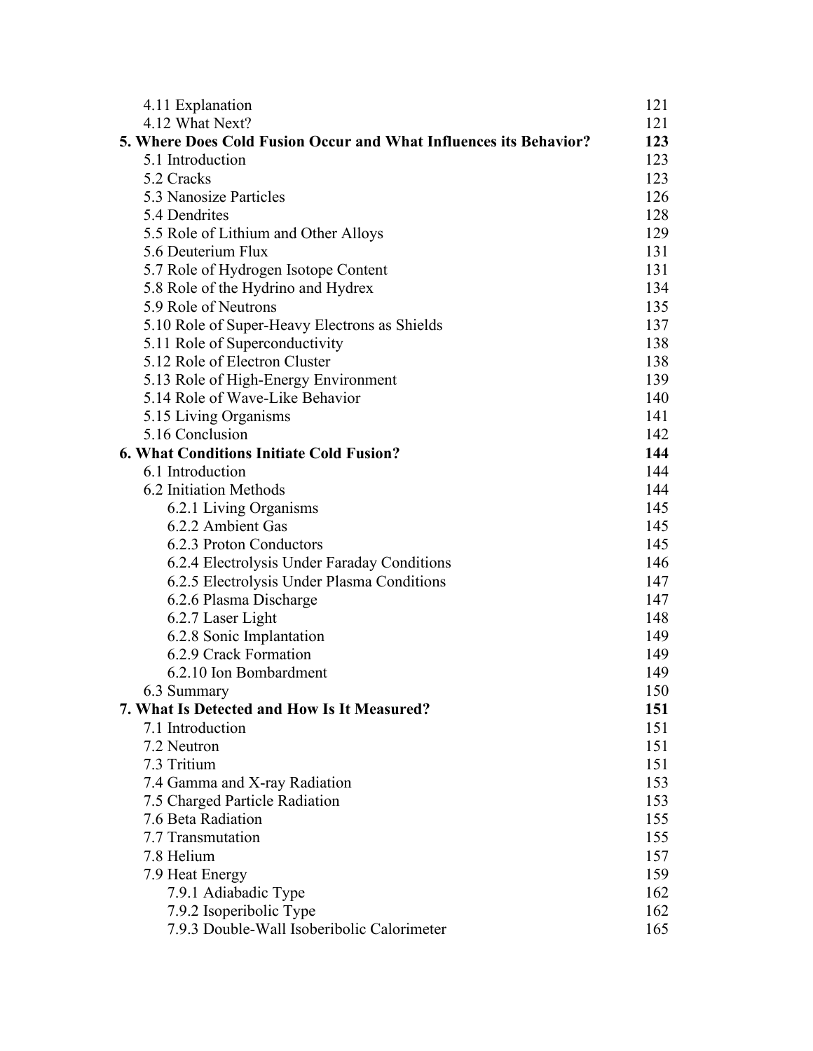| | |
|---|---|
| 4.11 Explanation | 121 |
| 4.12 What Next? | 121 |
| **5. Where Does Cold Fusion Occur and What Influences its Behavior?** | **123** |
| 5.1 Introduction | 123 |
| 5.2 Cracks | 123 |
| 5.3 Nanosize Particles | 126 |
| 5.4 Dendrites | 128 |
| 5.5 Role of Lithium and Other Alloys | 129 |
| 5.6 Deuterium Flux | 131 |
| 5.7 Role of Hydrogen Isotope Content | 131 |
| 5.8 Role of the Hydrino and Hydrex | 134 |
| 5.9 Role of Neutrons | 135 |
| 5.10 Role of Super-Heavy Electrons as Shields | 137 |
| 5.11 Role of Superconductivity | 138 |
| 5.12 Role of Electron Cluster | 138 |
| 5.13 Role of High-Energy Environment | 139 |
| 5.14 Role of Wave-Like Behavior | 140 |
| 5.15 Living Organisms | 141 |
| 5.16 Conclusion | 142 |
| **6. What Conditions Initiate Cold Fusion?** | **144** |
| 6.1 Introduction | 144 |
| 6.2 Initiation Methods | 144 |
| 6.2.1 Living Organisms | 145 |
| 6.2.2 Ambient Gas | 145 |
| 6.2.3 Proton Conductors | 145 |
| 6.2.4 Electrolysis Under Faraday Conditions | 146 |
| 6.2.5 Electrolysis Under Plasma Conditions | 147 |
| 6.2.6 Plasma Discharge | 147 |
| 6.2.7 Laser Light | 148 |
| 6.2.8 Sonic Implantation | 149 |
| 6.2.9 Crack Formation | 149 |
| 6.2.10 Ion Bombardment | 149 |
| 6.3 Summary | 150 |
| **7. What Is Detected and How Is It Measured?** | **151** |
| 7.1 Introduction | 151 |
| 7.2 Neutron | 151 |
| 7.3 Tritium | 151 |
| 7.4 Gamma and X-ray Radiation | 153 |
| 7.5 Charged Particle Radiation | 153 |
| 7.6 Beta Radiation | 155 |
| 7.7 Transmutation | 155 |
| 7.8 Helium | 157 |
| 7.9 Heat Energy | 159 |
| 7.9.1 Adiabadic Type | 162 |
| 7.9.2 Isoperibolic Type | 162 |
| 7.9.3 Double-Wall Isoberibolic Calorimeter | 165 |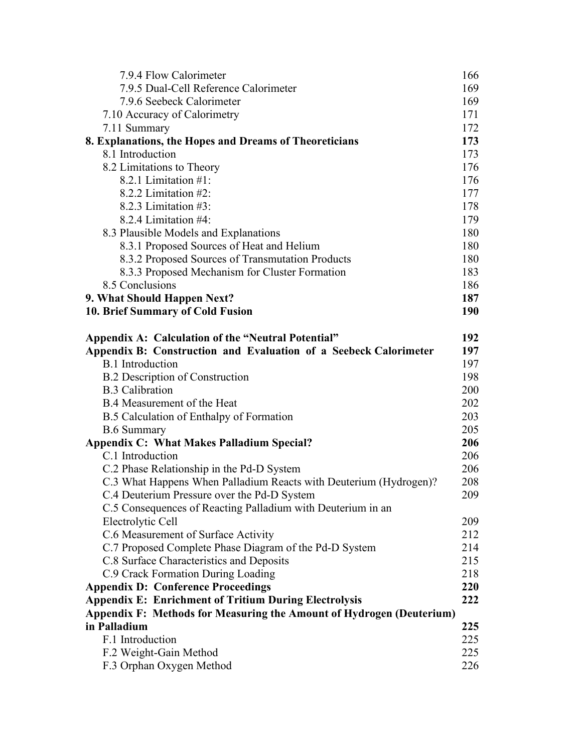7.9.4 Flow Calorimeter 166
7.9.5 Dual-Cell Reference Calorimeter 169
7.9.6 Seebeck Calorimeter 169
7.10 Accuracy of Calorimetry 171
7.11 Summary 172

**8. Explanations, the Hopes and Dreams of Theoreticians 173**

8.1 Introduction 173
8.2 Limitations to Theory 176
8.2.1 Limitation #1: 176
8.2.2 Limitation #2: 177
8.2.3 Limitation #3: 178
8.2.4 Limitation #4: 179
8.3 Plausible Models and Explanations 180
8.3.1 Proposed Sources of Heat and Helium 180
8.3.2 Proposed Sources of Transmutation Products 180
8.3.3 Proposed Mechanism for Cluster Formation 183
8.5 Conclusions 186

**9. What Should Happen Next? 187**

**10. Brief Summary of Cold Fusion 190**

**Appendix A: Calculation of the "Neutral Potential" 192**

**Appendix B: Construction and Evaluation of a Seebeck Calorimeter 197**

B.1 Introduction 197
B.2 Description of Construction 198
B.3 Calibration 200
B.4 Measurement of the Heat 202
B.5 Calculation of Enthalpy of Formation 203
B.6 Summary 205

**Appendix C: What Makes Palladium Special? 206**

C.1 Introduction 206
C.2 Phase Relationship in the Pd-D System 206
C.3 What Happens When Palladium Reacts with Deuterium (Hydrogen)? 208
C.4 Deuterium Pressure over the Pd-D System 209
C.5 Consequences of Reacting Palladium with Deuterium in an Electrolytic Cell 209
C.6 Measurement of Surface Activity 212
C.7 Proposed Complete Phase Diagram of the Pd-D System 214
C.8 Surface Characteristics and Deposits 215
C.9 Crack Formation During Loading 218

**Appendix D: Conference Proceedings 220**

**Appendix E: Enrichment of Tritium During Electrolysis 222**

**Appendix F: Methods for Measuring the Amount of Hydrogen (Deuterium) in Palladium 225**

F.1 Introduction 225
F.2 Weight-Gain Method 225
F.3 Orphan Oxygen Method 226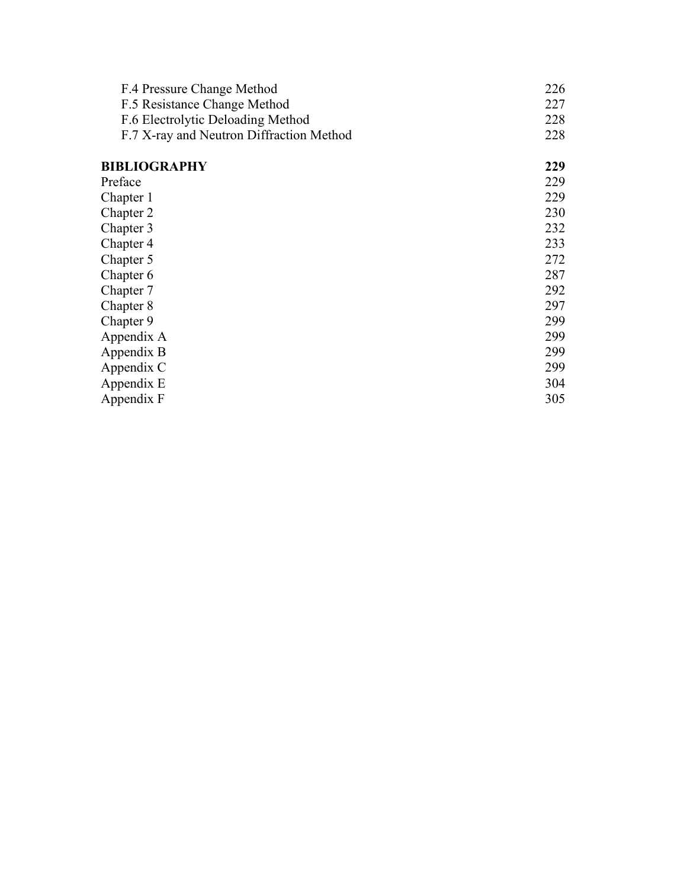F.4 Pressure Change Method 226
F.5 Resistance Change Method 227
F.6 Electrolytic Deloading Method 228
F.7 X-ray and Neutron Diffraction Method 228

**BIBLIOGRAPHY** **229**

Preface 229
Chapter 1 229
Chapter 2 230
Chapter 3 232
Chapter 4 233
Chapter 5 272
Chapter 6 287
Chapter 7 292
Chapter 8 297
Chapter 9 299
Appendix A 299
Appendix B 299
Appendix C 299
Appendix E 304
Appendix F 305